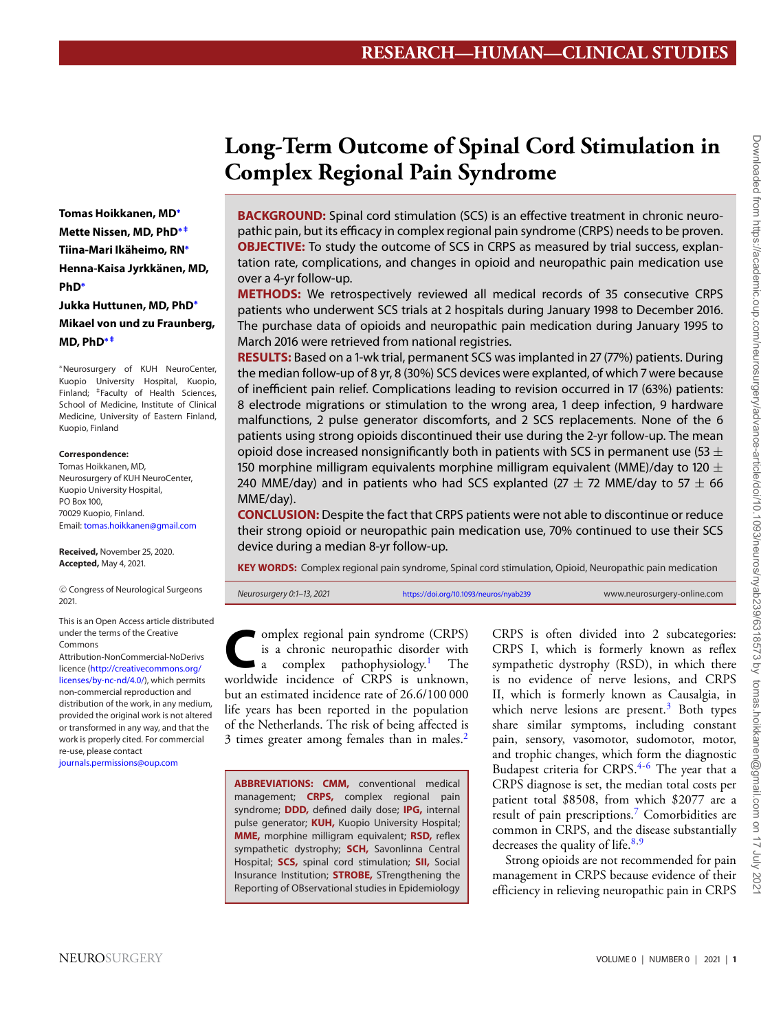# Long-Term Outcome of Spinal Cord Stimulation in Complex Regional Pain Syndrome

**Tomas Hoikkanen, MD***
**Mette Nissen, MD, PhD*‡**
**Tiina-Mari Ikäheimo, RN***
**Henna-Kaisa Jyrkkänen, MD, PhD***
**Jukka Huttunen, MD, PhD***
**Mikael von und zu Fraunberg, MD, PhD*‡**

*Neurosurgery of KUH NeuroCenter, Kuopio University Hospital, Kuopio, Finland; ‡Faculty of Health Sciences, School of Medicine, Institute of Clinical Medicine, University of Eastern Finland, Kuopio, Finland

**Correspondence:**
Tomas Hoikkanen, MD,
Neurosurgery of KUH NeuroCenter,
Kuopio University Hospital,
PO Box 100,
70029 Kuopio, Finland.
Email: tomas.hoikkanen@gmail.com

**Received,** November 25, 2020.
**Accepted,** May 4, 2021.

© Congress of Neurological Surgeons 2021.

This is an Open Access article distributed under the terms of the Creative Commons Attribution-NonCommercial-NoDerivs licence (http://creativecommons.org/licenses/by-nc-nd/4.0/), which permits non-commercial reproduction and distribution of the work, in any medium, provided the original work is not altered or transformed in any way, and that the work is properly cited. For commercial re-use, please contact journals.permissions@oup.com

**BACKGROUND:** Spinal cord stimulation (SCS) is an effective treatment in chronic neuropathic pain, but its efficacy in complex regional pain syndrome (CRPS) needs to be proven.

**OBJECTIVE:** To study the outcome of SCS in CRPS as measured by trial success, explantation rate, complications, and changes in opioid and neuropathic pain medication use over a 4-yr follow-up.

**METHODS:** We retrospectively reviewed all medical records of 35 consecutive CRPS patients who underwent SCS trials at 2 hospitals during January 1998 to December 2016. The purchase data of opioids and neuropathic pain medication during January 1995 to March 2016 were retrieved from national registries.

**RESULTS:** Based on a 1-wk trial, permanent SCS was implanted in 27 (77%) patients. During the median follow-up of 8 yr, 8 (30%) SCS devices were explanted, of which 7 were because of inefficient pain relief. Complications leading to revision occurred in 17 (63%) patients: 8 electrode migrations or stimulation to the wrong area, 1 deep infection, 9 hardware malfunctions, 2 pulse generator discomforts, and 2 SCS replacements. None of the 6 patients using strong opioids discontinued their use during the 2-yr follow-up. The mean opioid dose increased nonsignificantly both in patients with SCS in permanent use (53 ± 150 morphine milligram equivalents morphine milligram equivalent (MME)/day to 120 ± 240 MME/day) and in patients who had SCS explanted (27 ± 72 MME/day to 57 ± 66 MME/day).

**CONCLUSION:** Despite the fact that CRPS patients were not able to discontinue or reduce their strong opioid or neuropathic pain medication use, 70% continued to use their SCS device during a median 8-yr follow-up.

**KEY WORDS:** Complex regional pain syndrome, Spinal cord stimulation, Opioid, Neuropathic pain medication

*Neurosurgery 0:1–13, 2021* https://doi.org/10.1093/neuros/nyab239 www.neurosurgery-online.com

Complex regional pain syndrome (CRPS) is a chronic neuropathic disorder with a complex pathophysiology.[1] The worldwide incidence of CRPS is unknown, but an estimated incidence rate of 26.6/100 000 life years has been reported in the population of the Netherlands. The risk of being affected is 3 times greater among females than in males.[2]

**ABBREVIATIONS:** **CMM,** conventional medical management; **CRPS,** complex regional pain syndrome; **DDD,** defined daily dose; **IPG,** internal pulse generator; **KUH,** Kuopio University Hospital; **MME,** morphine milligram equivalent; **RSD,** reflex sympathetic dystrophy; **SCH,** Savonlinna Central Hospital; **SCS,** spinal cord stimulation; **SII,** Social Insurance Institution; **STROBE,** STrengthening the Reporting of OBservational studies in Epidemiology

CRPS is often divided into 2 subcategories: CRPS I, which is formerly known as reflex sympathetic dystrophy (RSD), in which there is no evidence of nerve lesions, and CRPS II, which is formerly known as Causalgia, in which nerve lesions are present.[3] Both types share similar symptoms, including constant pain, sensory, vasomotor, sudomotor, motor, and trophic changes, which form the diagnostic Budapest criteria for CRPS.[4-6] The year that a CRPS diagnose is set, the median total costs per patient total $8508, from which $2077 are a result of pain prescriptions.[7] Comorbidities are common in CRPS, and the disease substantially decreases the quality of life.[8,9]

Strong opioids are not recommended for pain management in CRPS because evidence of their efficiency in relieving neuropathic pain in CRPS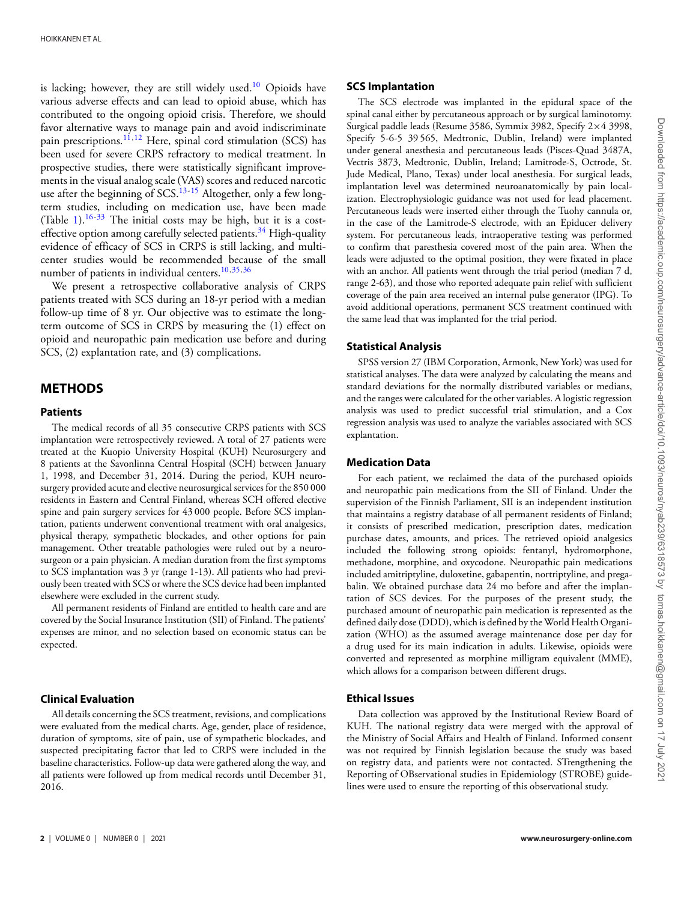is lacking; however, they are still widely used.[10] Opioids have various adverse effects and can lead to opioid abuse, which has contributed to the ongoing opioid crisis. Therefore, we should favor alternative ways to manage pain and avoid indiscriminate pain prescriptions.[11,12] Here, spinal cord stimulation (SCS) has been used for severe CRPS refractory to medical treatment. In prospective studies, there were statistically significant improvements in the visual analog scale (VAS) scores and reduced narcotic use after the beginning of SCS.[13-15] Altogether, only a few long-term studies, including on medication use, have been made (Table 1).[16-33] The initial costs may be high, but it is a cost-effective option among carefully selected patients.[34] High-quality evidence of efficacy of SCS in CRPS is still lacking, and multicenter studies would be recommended because of the small number of patients in individual centers.[10,35,36]

We present a retrospective collaborative analysis of CRPS patients treated with SCS during an 18-yr period with a median follow-up time of 8 yr. Our objective was to estimate the long-term outcome of SCS in CRPS by measuring the (1) effect on opioid and neuropathic pain medication use before and during SCS, (2) explantation rate, and (3) complications.

## METHODS

### Patients

The medical records of all 35 consecutive CRPS patients with SCS implantation were retrospectively reviewed. A total of 27 patients were treated at the Kuopio University Hospital (KUH) Neurosurgery and 8 patients at the Savonlinna Central Hospital (SCH) between January 1, 1998, and December 31, 2014. During the period, KUH neurosurgery provided acute and elective neurosurgical services for the 850 000 residents in Eastern and Central Finland, whereas SCH offered elective spine and pain surgery services for 43 000 people. Before SCS implantation, patients underwent conventional treatment with oral analgesics, physical therapy, sympathetic blockades, and other options for pain management. Other treatable pathologies were ruled out by a neurosurgeon or a pain physician. A median duration from the first symptoms to SCS implantation was 3 yr (range 1-13). All patients who had previously been treated with SCS or where the SCS device had been implanted elsewhere were excluded in the current study.

All permanent residents of Finland are entitled to health care and are covered by the Social Insurance Institution (SII) of Finland. The patients' expenses are minor, and no selection based on economic status can be expected.

### Clinical Evaluation

All details concerning the SCS treatment, revisions, and complications were evaluated from the medical charts. Age, gender, place of residence, duration of symptoms, site of pain, use of sympathetic blockades, and suspected precipitating factor that led to CRPS were included in the baseline characteristics. Follow-up data were gathered along the way, and all patients were followed up from medical records until December 31, 2016.

### SCS Implantation

The SCS electrode was implanted in the epidural space of the spinal canal either by percutaneous approach or by surgical laminotomy. Surgical paddle leads (Resume 3586, Symmix 3982, Specify 2×4 3998, Specify 5-6-5 39 565, Medtronic, Dublin, Ireland) were implanted under general anesthesia and percutaneous leads (Pisces-Quad 3487A, Vectris 3873, Medtronic, Dublin, Ireland; Lamitrode-S, Octrode, St. Jude Medical, Plano, Texas) under local anesthesia. For surgical leads, implantation level was determined neuroanatomically by pain localization. Electrophysiologic guidance was not used for lead placement. Percutaneous leads were inserted either through the Tuohy cannula or, in the case of the Lamitrode-S electrode, with an Epiducer delivery system. For percutaneous leads, intraoperative testing was performed to confirm that paresthesia covered most of the pain area. When the leads were adjusted to the optimal position, they were fixated in place with an anchor. All patients went through the trial period (median 7 d, range 2-63), and those who reported adequate pain relief with sufficient coverage of the pain area received an internal pulse generator (IPG). To avoid additional operations, permanent SCS treatment continued with the same lead that was implanted for the trial period.

### Statistical Analysis

SPSS version 27 (IBM Corporation, Armonk, New York) was used for statistical analyses. The data were analyzed by calculating the means and standard deviations for the normally distributed variables or medians, and the ranges were calculated for the other variables. A logistic regression analysis was used to predict successful trial stimulation, and a Cox regression analysis was used to analyze the variables associated with SCS explantation.

### Medication Data

For each patient, we reclaimed the data of the purchased opioids and neuropathic pain medications from the SII of Finland. Under the supervision of the Finnish Parliament, SII is an independent institution that maintains a registry database of all permanent residents of Finland; it consists of prescribed medication, prescription dates, medication purchase dates, amounts, and prices. The retrieved opioid analgesics included the following strong opioids: fentanyl, hydromorphone, methadone, morphine, and oxycodone. Neuropathic pain medications included amitriptyline, duloxetine, gabapentin, nortriptyline, and pregabalin. We obtained purchase data 24 mo before and after the implantation of SCS devices. For the purposes of the present study, the purchased amount of neuropathic pain medication is represented as the defined daily dose (DDD), which is defined by the World Health Organization (WHO) as the assumed average maintenance dose per day for a drug used for its main indication in adults. Likewise, opioids were converted and represented as morphine milligram equivalent (MME), which allows for a comparison between different drugs.

### Ethical Issues

Data collection was approved by the Institutional Review Board of KUH. The national registry data were merged with the approval of the Ministry of Social Affairs and Health of Finland. Informed consent was not required by Finnish legislation because the study was based on registry data, and patients were not contacted. STrengthening the Reporting of OBservational studies in Epidemiology (STROBE) guidelines were used to ensure the reporting of this observational study.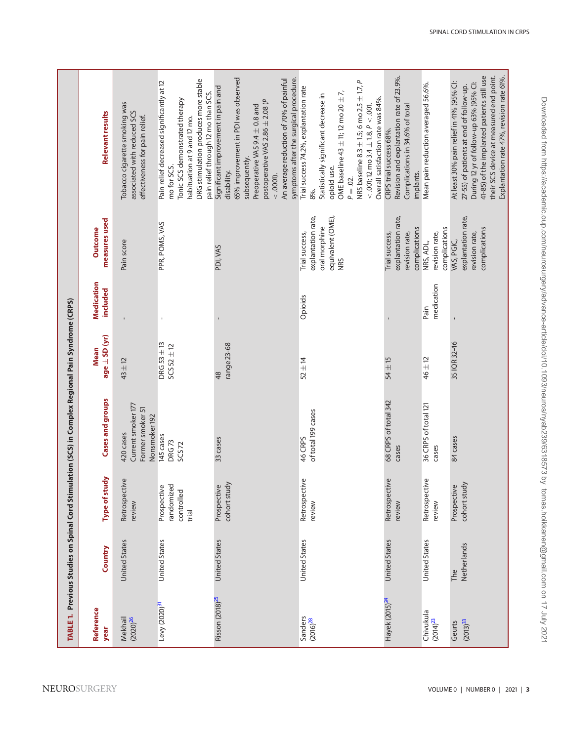**TABLE 1. Previous Studies on Spinal Cord Stimulation (SCS) in Complex Regional Pain Syndrome (CRPS)**

| Reference year | Country | Type of study | Cases and groups | Mean ± SD (yr) | Medication included | Outcome measures used | Relevant results |
|---|---|---|---|---|---|---|---|
| Mekhail (2020)[26] | United States | Retrospective review | 420 cases<br>Current smoker 177<br>Former smoker 51<br>Nonsmoker 192 | 43 ± 12 | - | Pain score | Tobacco cigarette smoking was associated with reduced SCS effectiveness for pain relief. |
| Levy (2020)[31] | United States | Prospective randomized controlled trial | 145 cases<br>DRG 73<br>SCS 72 | DRG 53 ± 13<br>SCS 52 ± 12 | - | PPR, POMS, VAS | Pain relief decreased significantly at 12 mo for SCS.<br>Tonic SCS demonstrated therapy habituation at 9 and 12 mo.<br>DRG stimulation produces more stable pain relief through 12 mo than SCS. |
| Risson (2018)[25] | United States | Prospective cohort study | 33 cases | 48<br>range 23-68 | - | PDI, VAS | Significant improvement in pain and disability.<br>65% improvement in PDI was observed subsequently.<br>Preoperative VAS 9.4 ± 0.8 and postoperative VAS 2.86 ± 2.08 ($P < .0001$).<br>An average reduction of 70% of painful symptoms after the surgical procedure. |
| Sanders (2016)[28] | United States | Retrospective review | 46 CRPS of total 199 cases | 52 ± 14 | Opioids | Trial success, explantation rate, oral morphine equivalent (OME), NRS | Trial success 74.2%, explantation rate 8%.<br>Statistically significant decrease in opioid use.<br>OME baseline 43 ± 11; 12 mo 20 ± 7, $P = .02$.<br>NRS baseline 8.3 ± 1.5; 6 mo 2.5 ± 1.7, $P < .001$; 12 mo 3.4 ± 1.8, $P < .001$.<br>Overall satisfaction rate was 84%. |
| Hayek (2015)[24] | United States | Retrospective review | 68 CRPS of total 342 cases | 54 ± 15 | - | Trial success, explantation rate, revision rate, complications | CRPS trial success 68%.<br>Revision and explantation rate of 23.9%.<br>Complications in 34.6% of total implants. |
| Chivukula (2014)[23] | United States | Retrospective review | 36 CRPS of total 121 cases | 46 ± 12 | Pain medication | NRS, ADL, revision rate, complications | Mean pain reduction averaged 56.6%. |
| Geurts (2013)[33] | The Netherlands | Prospective cohort study | 84 cases | 35 IQR 32-46 | - | VAS, PGIC, explantation rate, revision rate, complications | At least 30% pain relief in 41% (95% CI: 27-55) of patients at end of follow-up.<br>During 12 yr of follow-up 63% (95% CI: 41-85) of the implanted patients still use their SCS device at measured end point.<br>Explantation rate 47%, revision rate 61%. |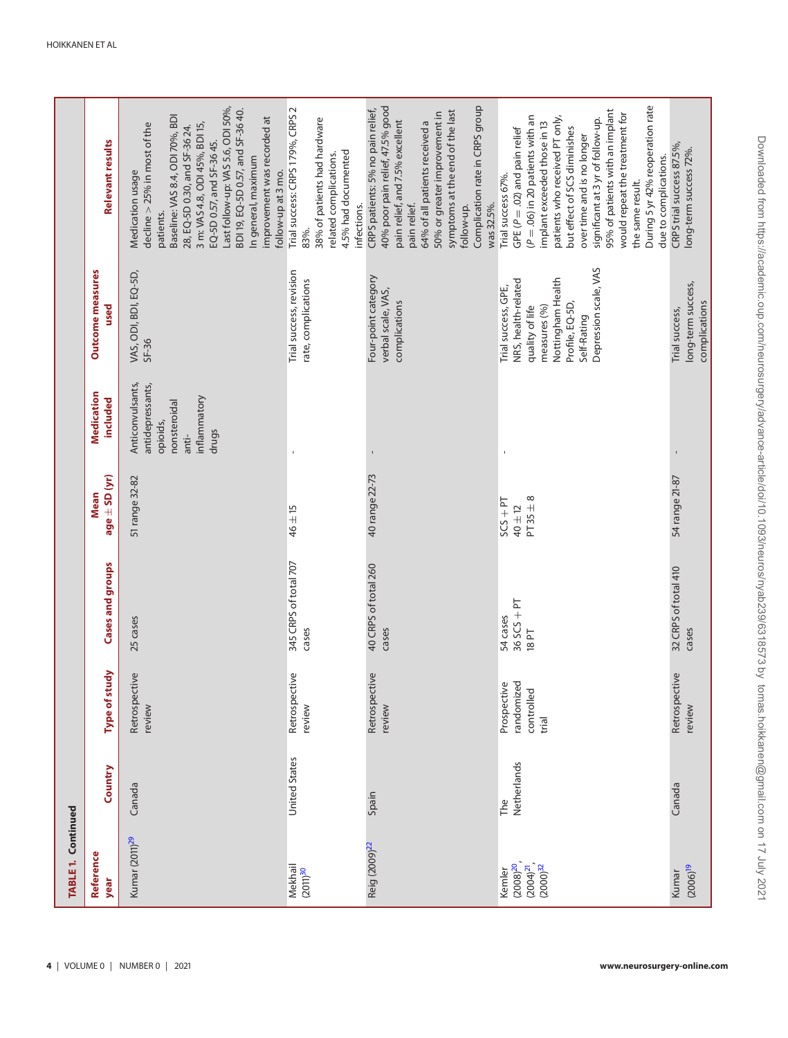**TABLE 1. Continued**

| Reference year | Country | Type of study | Cases and groups | Mean age ± SD (yr) | Medication included | Outcome measures used | Relevant results |
|---|---|---|---|---|---|---|---|
| Kumar (2011)[29] | Canada | Retrospective review | 25 cases | 51 range 32-82 | Anticonvulsants, antidepressants, opioids, nonsteroidal anti-inflammatory drugs | VAS, ODI, BDI, EQ-5D, SF-36 | Medication usage decline > 25% in most of the patients. Baseline: VAS 8.4, ODI 70%, BDI 28, EQ-5D 0.30, and SF-36 24. 3 m: VAS 4.8, ODI 45%, BDI 15, EQ-5D 0.57, and SF-36 45. Last follow-up: VAS 5.6, ODI 50%, BDI 19, EQ-5D 0.57, and SF-36 40. In general, maximum improvement was recorded at follow-up at 3 mo. |
| Mekhail (2011)[30] | United States | Retrospective review | 345 CRPS of total 707 cases | 46 ± 15 | - | Trial success, revision rate, complications | Trial success: CRPS 1 79%, CRPS 2 83%. 38% of patients had hardware related complications. 4.5% had documented infections. |
| Reig (2009)[22] | Spain | Retrospective review | 40 CRPS of total 260 cases | 40 range 22-73 | - | Four-point category verbal scale, VAS, complications | CRPS patients: 5% no pain relief, 40% poor pain relief, 47.5% good pain relief, and 7.5% excellent pain relief. 64% of all patients received a 50% or greater improvement in symptoms at the end of the last follow-up. Complication rate in CRPS group was 32.5%. |
| Kemler (2008)[20], (2004)[21], (2000)[32] | The Netherlands | Prospective randomized controlled trial | 54 cases 36 SCS + PT 18 PT | SCS + PT 40 ± 12 PT 35 ± 8 | - | Trial success, GPE, NRS, health-related quality of life measures (%) Nottingham Health Profile, EQ-5D, Self-Rating Depression scale, VAS | Trial success 67%. GPE ($P = .02$) and pain relief ($P = .06$) in 20 patients with an implant exceeded those in 13 patients who received PT only, but effect of SCS diminishes over time and is no longer significant at 3 yr of follow-up. 95% of patients with an implant would repeat the treatment for the same result. During 5 yr 42% reoperation rate due to complications. |
| Kumar (2006)[19] | Canada | Retrospective review | 32 CRPS of total 410 cases | 54 range 21-87 | - | Trial success, long-term success, complications | CRPS trial success 87.5%, long-term success 72%. |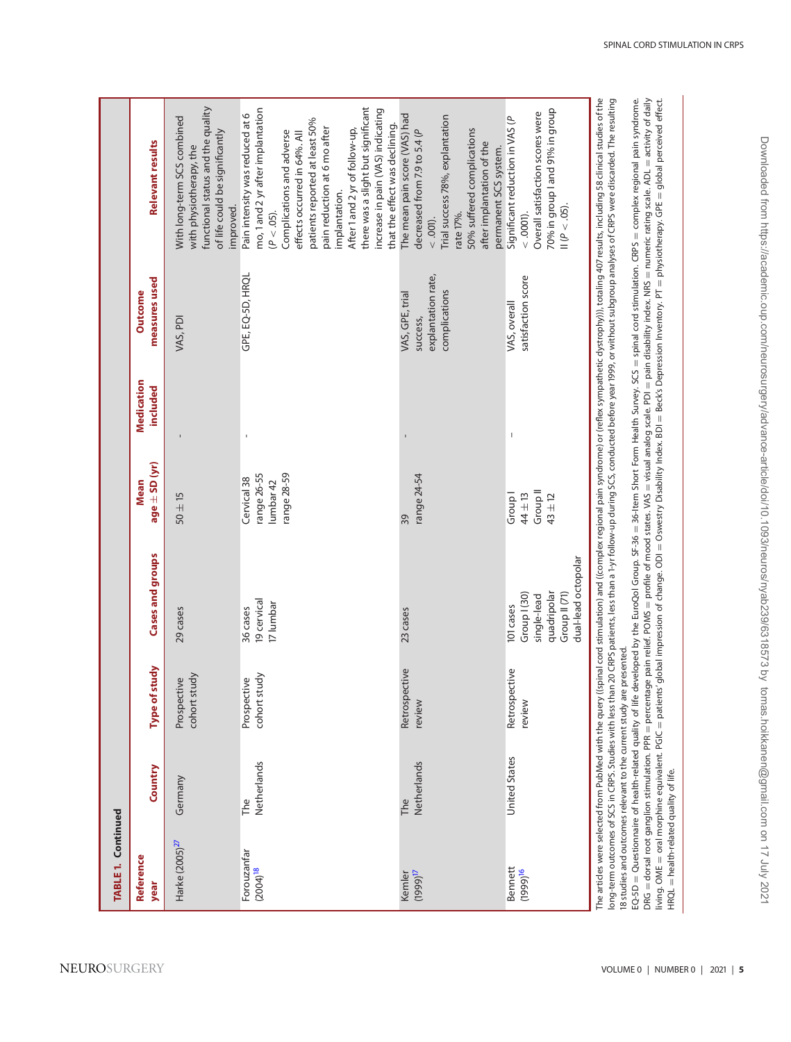**TABLE 1. Continued**

| Reference year | Country | Type of study | Cases and groups | Mean age ± SD (yr) | Medication included | Outcome measures used | Relevant results |
|---|---|---|---|---|---|---|---|
| Harke (2005)[27] | Germany | Prospective cohort study | 29 cases | 50 ± 15 | - | VAS, PDI | With long-term SCS combined with physiotherapy, the functional status and the quality of life could be significantly improved. |
| Forouzanfar (2004)[18] | The Netherlands | Prospective cohort study | 36 cases 19 cervical 17 lumbar | Cervical 38 range 26-55 lumbar 42 range 28-59 | - | GPE, EQ-5D, HRQL | Pain intensity was reduced at 6 mo, 1 and 2 yr after implantation ($P < .05$). Complications and adverse effects occurred in 64%. All patients reported at least 50% pain reduction at 6 mo after implantation. After 1 and 2 yr of follow-up, there was a slight but significant increase in pain (VAS) indicating that the effect was declining. |
| Kemler (1999)[17] | The Netherlands | Retrospective review | 23 cases | 39 range 24-54 | - | VAS, GPE, trial success, explantation rate, complications | The mean pain score (VAS) had decreased from 7.9 to 5.4 ($P < .001$). Trial success 78%, explantation rate 17%. 50% suffered complications after implantation of the permanent SCS system. |
| Bennett (1999)[16] | United States | Retrospective review | 101 cases Group I (30) single-lead quadripolar Group II (71) dual-lead octopolar | Group I 44 ± 13 Group II 43 ± 12 | - | VAS, overall satisfaction score | Significant reduction in VAS ($P < .0001$). Overall satisfaction scores were 70% in group I and 91% in group II ($P < .05$). |

The articles were selected from PubMed with the query ((spinal cord stimulation) and ((complex regional pain syndrome) or (reflex sympathetic dystrophy))), totaling 407 results, including 58 clinical studies of the long-term outcomes of SCS in CRPS. Studies with less than 20 CRPS patients, less than a 1-yr follow-up during SCS, conducted before year 1999, or without subgroup analyses of CRPS were discarded. The resulting 18 studies and outcomes relevant to the current study are presented.

EQ-5D = Questionnaire of health-related quality of life developed by the EuroQol Group. SF-36 = 36-Item Short Form Health Survey. SCS = spinal cord stimulation. CRPS = complex regional pain syndrome. DRG = dorsal root ganglion stimulation. PPR = percentage pain relief. POMS = profile of mood states. VAS = visual analog scale. PDI = pain disability index. NRS = numeric rating scale. ADL = activity of daily living. OME = oral morphine equivalent. PGIC = patients' global impression of change. ODI = Oswestry Disability Index. BDI = Beck's Depression Inventory. PT = physiotherapy. GPE = global perceived effect. HRQL = health-related quality of life.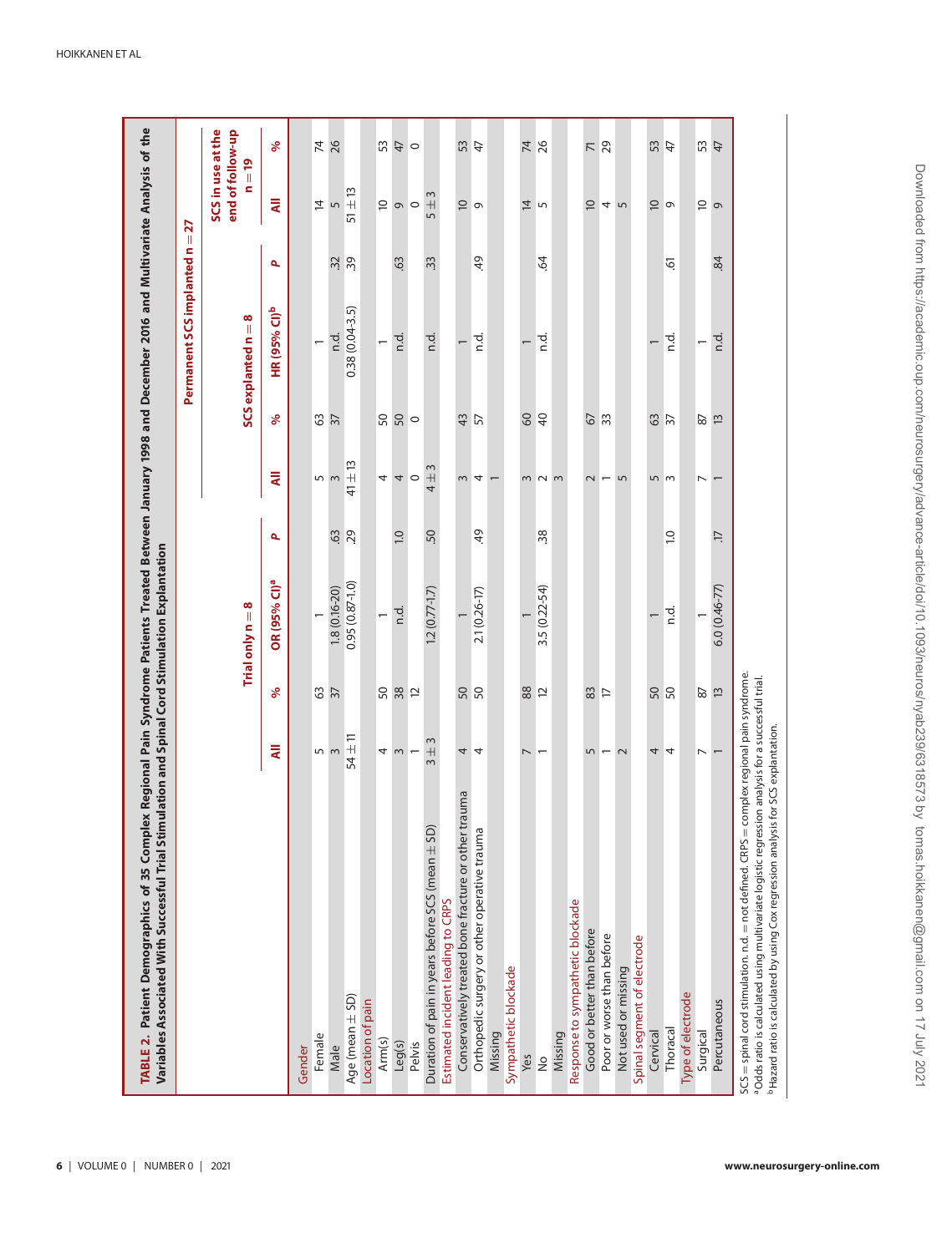**TABLE 2. Patient Demographics of 35 Complex Regional Pain Syndrome Patients Treated Between January 1998 and December 2016 and Multivariate Analysis of the Variables Associated With Successful Trial Stimulation and Spinal Cord Stimulation Explantation**

| | Trial only n = 8 | | | | Permanent SCS implanted n = 27 | | | | | |
|---|---|---|---|---|---|---|---|---|---|---|
| | | | | | SCS explanted n = 8 | | | | SCS in use at the end of follow-up n = 19 | |
| | All | % | OR (95% CI)[a] | P | All | % | HR (95% CI)[b] | P | All | % |
| **Gender** | | | | | | | | | | |
| Female | 5 | 63 | 1 | | 5 | 63 | 1 | | 14 | 74 |
| Male | 3 | 37 | 1.8 (0.16-20) | .63 | 3 | 37 | n.d. | .32 | 5 | 26 |
| Age (mean ± SD) | 54 ± 11 | | 0.95 (0.87-1.0) | .29 | 41 ± 13 | | 0.38 (0.04-3.5) | .39 | 51 ± 13 | |
| **Location of pain** | | | | | | | | | | |
| Arm(s) | 4 | 50 | 1 | | 4 | 50 | 1 | | 10 | 53 |
| Leg(s) | 3 | 38 | n.d. | 1.0 | 4 | 50 | n.d. | .63 | 9 | 47 |
| Pelvis | 1 | 12 | | | 0 | 0 | | | 0 | 0 |
| Duration of pain in years before SCS (mean ± SD) | 3 ± 3 | | 1.2 (0.77-1.7) | .50 | 4 ± 3 | | n.d. | .33 | 5 ± 3 | |
| **Estimated incident leading to CRPS** | | | | | | | | | | |
| Conservatively treated bone fracture or other trauma | 4 | 50 | 1 | | 3 | 43 | 1 | | 10 | 53 |
| Orthopedic surgery or other operative trauma | 4 | 50 | 2.1 (0.26-17) | .49 | 4 | 57 | n.d. | .49 | 9 | 47 |
| Missing | | | | | 1 | | | | | |
| **Sympathetic blockade** | | | | | | | | | | |
| Yes | 7 | 88 | 1 | | 3 | 60 | 1 | | 14 | 74 |
| No | 1 | 12 | 3.5 (0.22-54) | .38 | 2 | 40 | n.d. | .64 | 5 | 26 |
| Missing | | | | | 3 | | | | | |
| **Response to sympathetic blockade** | | | | | | | | | | |
| Good or better than before | 5 | 83 | | | 2 | 67 | | | 10 | 71 |
| Poor or worse than before | 1 | 17 | | | 1 | 33 | | | 4 | 29 |
| Not used or missing | 2 | | | | 5 | | | | 5 | |
| **Spinal segment of electrode** | | | | | | | | | | |
| Cervical | 4 | 50 | 1 | | 5 | 63 | 1 | | 10 | 53 |
| Thoracal | 4 | 50 | n.d. | 1.0 | 3 | 37 | n.d. | .61 | 9 | 47 |
| **Type of electrode** | | | | | | | | | | |
| Surgical | 7 | 87 | 1 | | 7 | 87 | 1 | | 10 | 53 |
| Percutaneous | 1 | 13 | 6.0 (0.46-77) | .17 | 1 | 13 | n.d. | .84 | 9 | 47 |

SCS = spinal cord stimulation. n.d. = not defined. CRPS = complex regional pain syndrome.
[a]Odds ratio is calculated using multivariate logistic regression analysis for a successful trial.
[b]Hazard ratio is calculated by using Cox regression analysis for SCS explantation.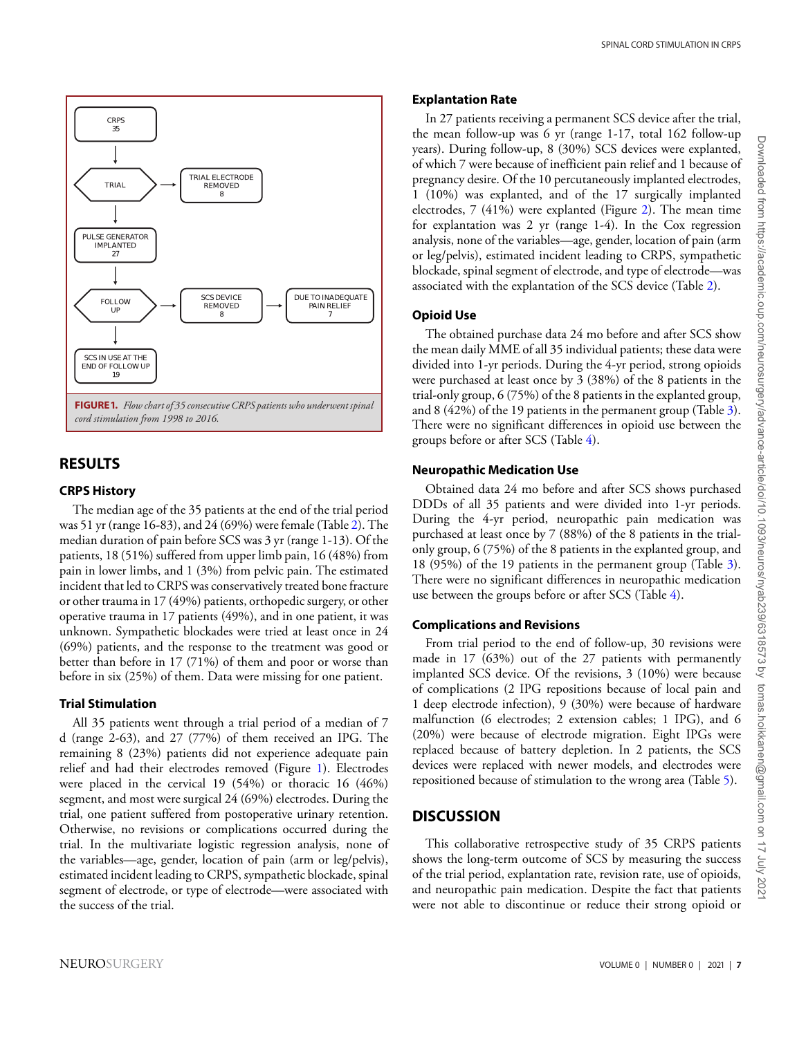CRPS 35 → TRIAL → TRIAL ELECTRODE REMOVED 8

TRIAL → PULSE GENERATOR IMPLANTED 27 → FOLLOW UP → SCS DEVICE REMOVED 8 → DUE TO INADEQUATE PAIN RELIEF 7

FOLLOW UP → SCS IN USE AT THE END OF FOLLOW UP 19

**FIGURE 1.** *Flow chart of 35 consecutive CRPS patients who underwent spinal cord stimulation from 1998 to 2016.*

## RESULTS

### CRPS History

The median age of the 35 patients at the end of the trial period was 51 yr (range 16-83), and 24 (69%) were female (Table 2). The median duration of pain before SCS was 3 yr (range 1-13). Of the patients, 18 (51%) suffered from upper limb pain, 16 (48%) from pain in lower limbs, and 1 (3%) from pelvic pain. The estimated incident that led to CRPS was conservatively treated bone fracture or other trauma in 17 (49%) patients, orthopedic surgery, or other operative trauma in 17 patients (49%), and in one patient, it was unknown. Sympathetic blockades were tried at least once in 24 (69%) patients, and the response to the treatment was good or better than before in 17 (71%) of them and poor or worse than before in six (25%) of them. Data were missing for one patient.

### Trial Stimulation

All 35 patients went through a trial period of a median of 7 d (range 2-63), and 27 (77%) of them received an IPG. The remaining 8 (23%) patients did not experience adequate pain relief and had their electrodes removed (Figure 1). Electrodes were placed in the cervical 19 (54%) or thoracic 16 (46%) segment, and most were surgical 24 (69%) electrodes. During the trial, one patient suffered from postoperative urinary retention. Otherwise, no revisions or complications occurred during the trial. In the multivariate logistic regression analysis, none of the variables—age, gender, location of pain (arm or leg/pelvis), estimated incident leading to CRPS, sympathetic blockade, spinal segment of electrode, or type of electrode—were associated with the success of the trial.

### Explantation Rate

In 27 patients receiving a permanent SCS device after the trial, the mean follow-up was 6 yr (range 1-17, total 162 follow-up years). During follow-up, 8 (30%) SCS devices were explanted, of which 7 were because of inefficient pain relief and 1 because of pregnancy desire. Of the 10 percutaneously implanted electrodes, 1 (10%) was explanted, and of the 17 surgically implanted electrodes, 7 (41%) were explanted (Figure 2). The mean time for explantation was 2 yr (range 1-4). In the Cox regression analysis, none of the variables—age, gender, location of pain (arm or leg/pelvis), estimated incident leading to CRPS, sympathetic blockade, spinal segment of electrode, and type of electrode—was associated with the explantation of the SCS device (Table 2).

### Opioid Use

The obtained purchase data 24 mo before and after SCS show the mean daily MME of all 35 individual patients; these data were divided into 1-yr periods. During the 4-yr period, strong opioids were purchased at least once by 3 (38%) of the 8 patients in the trial-only group, 6 (75%) of the 8 patients in the explanted group, and 8 (42%) of the 19 patients in the permanent group (Table 3). There were no significant differences in opioid use between the groups before or after SCS (Table 4).

### Neuropathic Medication Use

Obtained data 24 mo before and after SCS shows purchased DDDs of all 35 patients and were divided into 1-yr periods. During the 4-yr period, neuropathic pain medication was purchased at least once by 7 (88%) of the 8 patients in the trial-only group, 6 (75%) of the 8 patients in the explanted group, and 18 (95%) of the 19 patients in the permanent group (Table 3). There were no significant differences in neuropathic medication use between the groups before or after SCS (Table 4).

### Complications and Revisions

From trial period to the end of follow-up, 30 revisions were made in 17 (63%) out of the 27 patients with permanently implanted SCS device. Of the revisions, 3 (10%) were because of complications (2 IPG repositions because of local pain and 1 deep electrode infection), 9 (30%) were because of hardware malfunction (6 electrodes; 2 extension cables; 1 IPG), and 6 (20%) were because of electrode migration. Eight IPGs were replaced because of battery depletion. In 2 patients, the SCS devices were replaced with newer models, and electrodes were repositioned because of stimulation to the wrong area (Table 5).

## DISCUSSION

This collaborative retrospective study of 35 CRPS patients shows the long-term outcome of SCS by measuring the success of the trial period, explantation rate, revision rate, use of opioids, and neuropathic pain medication. Despite the fact that patients were not able to discontinue or reduce their strong opioid or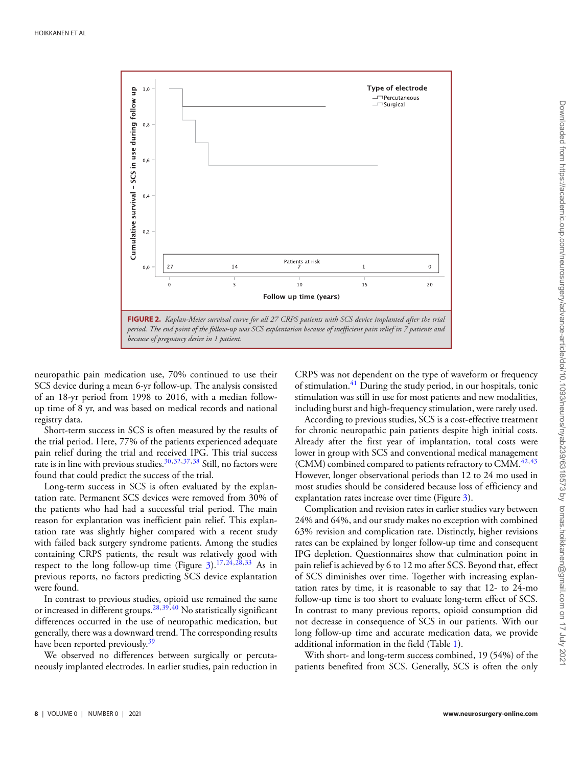**FIGURE 2.** *Kaplan-Meier survival curve for all 27 CRPS patients with SCS device implanted after the trial period. The end point of the follow-up was SCS explantation because of inefficient pain relief in 7 patients and because of pregnancy desire in 1 patient.*

neuropathic pain medication use, 70% continued to use their SCS device during a mean 6-yr follow-up. The analysis consisted of an 18-yr period from 1998 to 2016, with a median follow-up time of 8 yr, and was based on medical records and national registry data.

Short-term success in SCS is often measured by the results of the trial period. Here, 77% of the patients experienced adequate pain relief during the trial and received IPG. This trial success rate is in line with previous studies.[30,32,37,38] Still, no factors were found that could predict the success of the trial.

Long-term success in SCS is often evaluated by the explantation rate. Permanent SCS devices were removed from 30% of the patients who had had a successful trial period. The main reason for explantation was inefficient pain relief. This explantation rate was slightly higher compared with a recent study with failed back surgery syndrome patients. Among the studies containing CRPS patients, the result was relatively good with respect to the long follow-up time (Figure 3).[17,24,28,33] As in previous reports, no factors predicting SCS device explantation were found.

In contrast to previous studies, opioid use remained the same or increased in different groups.[28,39,40] No statistically significant differences occurred in the use of neuropathic medication, but generally, there was a downward trend. The corresponding results have been reported previously.[39]

We observed no differences between surgically or percutaneously implanted electrodes. In earlier studies, pain reduction in CRPS was not dependent on the type of waveform or frequency of stimulation.[41] During the study period, in our hospitals, tonic stimulation was still in use for most patients and new modalities, including burst and high-frequency stimulation, were rarely used.

According to previous studies, SCS is a cost-effective treatment for chronic neuropathic pain patients despite high initial costs. Already after the first year of implantation, total costs were lower in group with SCS and conventional medical management (CMM) combined compared to patients refractory to CMM.[42,43] However, longer observational periods than 12 to 24 mo used in most studies should be considered because loss of efficiency and explantation rates increase over time (Figure 3).

Complication and revision rates in earlier studies vary between 24% and 64%, and our study makes no exception with combined 63% revision and complication rate. Distinctly, higher revisions rates can be explained by longer follow-up time and consequent IPG depletion. Questionnaires show that culmination point in pain relief is achieved by 6 to 12 mo after SCS. Beyond that, effect of SCS diminishes over time. Together with increasing explantation rates by time, it is reasonable to say that 12- to 24-mo follow-up time is too short to evaluate long-term effect of SCS. In contrast to many previous reports, opioid consumption did not decrease in consequence of SCS in our patients. With our long follow-up time and accurate medication data, we provide additional information in the field (Table 1).

With short- and long-term success combined, 19 (54%) of the patients benefited from SCS. Generally, SCS is often the only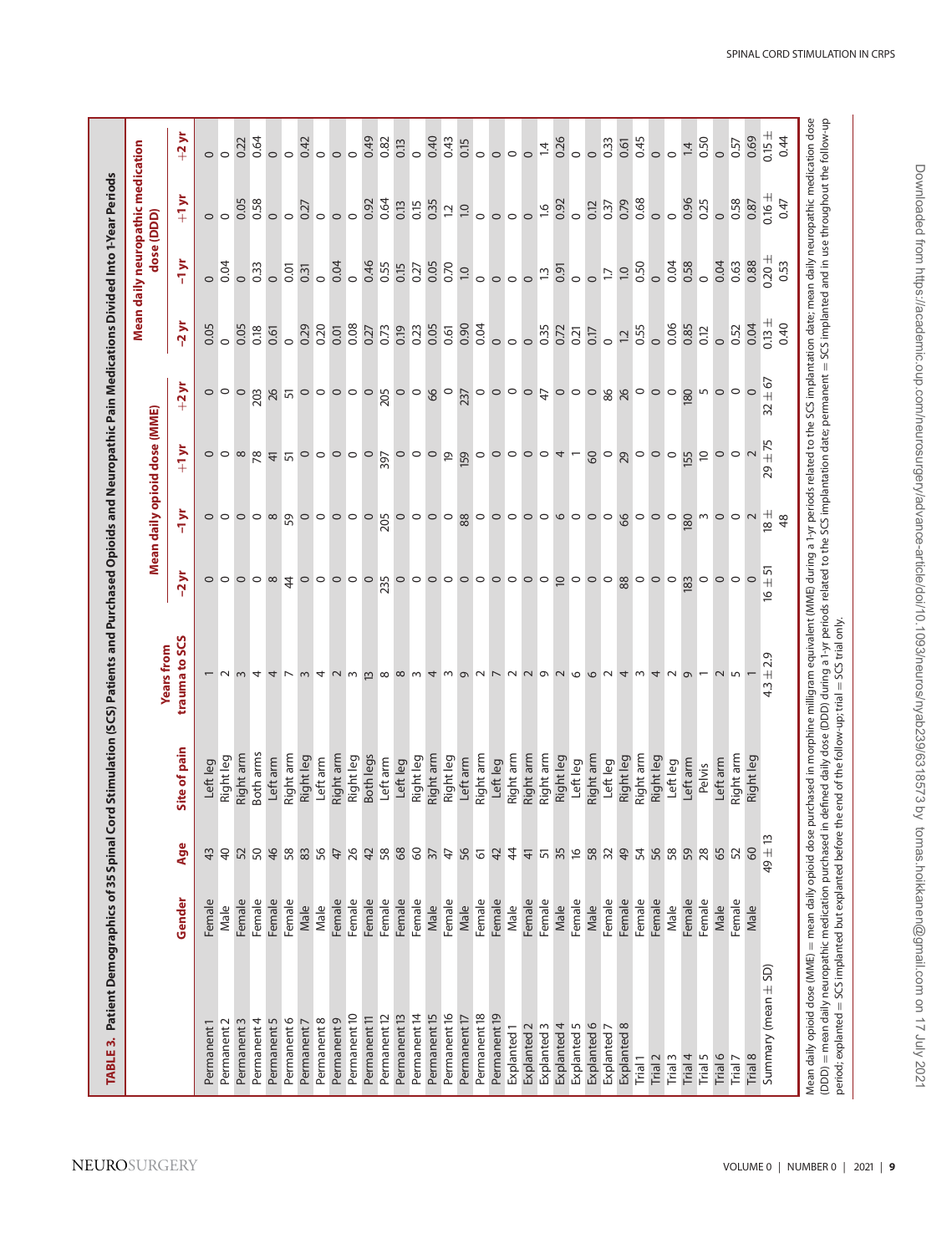**TABLE 3. Patient Demographics of 35 Spinal Cord Stimulation (SCS) Patients and Purchased Opioids and Neuropathic Pain Medications Divided Into 1-Year Periods**

| | Gender | Age | Site of pain | Years from trauma to SCS | Mean daily opioid dose (MME) | | | | Mean daily neuropathic medication dose (DDD) | | | |
|---|---|---|---|---|---|---|---|---|---|---|---|---|
| | | | | | −2 yr | −1 yr | +1 yr | +2 yr | −2 yr | −1 yr | +1 yr | +2 yr |
| Permanent 1 | Female | 43 | Left leg | 1 | 0 | 0 | 0 | 0 | 0.05 | 0 | 0 | 0 |
| Permanent 2 | Male | 40 | Right leg | 2 | 0 | 0 | 0 | 0 | 0 | 0.04 | 0 | 0 |
| Permanent 3 | Female | 52 | Right arm | 3 | 0 | 0 | 8 | 0 | 0.05 | 0 | 0.05 | 0.22 |
| Permanent 4 | Female | 50 | Both arms | 4 | 0 | 0 | 78 | 203 | 0.18 | 0.33 | 0.58 | 0.64 |
| Permanent 5 | Female | 46 | Left arm | 4 | 8 | 8 | 41 | 26 | 0.61 | 0 | 0 | 0 |
| Permanent 6 | Female | 58 | Right arm | 7 | 44 | 59 | 51 | 51 | 0 | 0.01 | 0 | 0 |
| Permanent 7 | Male | 83 | Right leg | 3 | 0 | 0 | 0 | 0 | 0.29 | 0.31 | 0.27 | 0.42 |
| Permanent 8 | Male | 56 | Left arm | 4 | 0 | 0 | 0 | 0 | 0.20 | 0 | 0 | 0 |
| Permanent 9 | Female | 47 | Right arm | 2 | 0 | 0 | 0 | 0 | 0.01 | 0.04 | 0 | 0 |
| Permanent 10 | Female | 26 | Right leg | 3 | 0 | 0 | 0 | 0 | 0.08 | 0 | 0 | 0 |
| Permanent 11 | Female | 42 | Both legs | 13 | 0 | 0 | 0 | 0 | 0.27 | 0.46 | 0.92 | 0.49 |
| Permanent 12 | Female | 58 | Left arm | 8 | 235 | 205 | 397 | 205 | 0.73 | 0.55 | 0.64 | 0.82 |
| Permanent 13 | Female | 68 | Left leg | 8 | 0 | 0 | 0 | 0 | 0.19 | 0.15 | 0.13 | 0.13 |
| Permanent 14 | Female | 60 | Right leg | 3 | 0 | 0 | 0 | 0 | 0.23 | 0.27 | 0.15 | 0 |
| Permanent 15 | Male | 37 | Right arm | 4 | 0 | 0 | 0 | 66 | 0.05 | 0.05 | 0.35 | 0.40 |
| Permanent 16 | Female | 47 | Right leg | 3 | 0 | 0 | 19 | 0 | 0.61 | 0.70 | 1.2 | 0.43 |
| Permanent 17 | Male | 56 | Left arm | 9 | 0 | 88 | 159 | 237 | 0.90 | 1.0 | 1.0 | 0.15 |
| Permanent 18 | Female | 61 | Right arm | 2 | 0 | 0 | 0 | 0 | 0.04 | 0 | 0 | 0 |
| Permanent 19 | Female | 42 | Left leg | 7 | 0 | 0 | 0 | 0 | 0 | 0 | 0 | 0 |
| Explanted 1 | Male | 44 | Right arm | 2 | 0 | 0 | 0 | 0 | 0 | 0 | 0 | 0 |
| Explanted 2 | Female | 41 | Right arm | 2 | 0 | 0 | 0 | 0 | 0 | 0 | 0 | 0 |
| Explanted 3 | Female | 51 | Right arm | 9 | 0 | 0 | 0 | 47 | 0.35 | 1.3 | 1.6 | 1.4 |
| Explanted 4 | Male | 35 | Right leg | 2 | 10 | 6 | 4 | 0 | 0.72 | 0.91 | 0.92 | 0.26 |
| Explanted 5 | Female | 16 | Left leg | 6 | 0 | 0 | 1 | 0 | 0.21 | 0 | 0 | 0 |
| Explanted 6 | Male | 58 | Right arm | 6 | 0 | 0 | 60 | 0 | 0.17 | 0 | 0.12 | 0 |
| Explanted 7 | Female | 32 | Left leg | 2 | 0 | 0 | 0 | 86 | 0 | 1.7 | 0.37 | 0.33 |
| Explanted 8 | Female | 49 | Right leg | 4 | 88 | 66 | 29 | 26 | 1.2 | 1.0 | 0.79 | 0.61 |
| Trial 1 | Female | 54 | Right arm | 3 | 0 | 0 | 0 | 0 | 0.55 | 0.50 | 0.68 | 0.45 |
| Trial 2 | Female | 56 | Right leg | 4 | 0 | 0 | 0 | 0 | 0 | 0 | 0 | 0 |
| Trial 3 | Male | 58 | Left leg | 2 | 0 | 0 | 0 | 0 | 0.06 | 0.04 | 0 | 0 |
| Trial 4 | Female | 59 | Left arm | 9 | 183 | 180 | 155 | 180 | 0.85 | 0.58 | 0.96 | 1.4 |
| Trial 5 | Female | 28 | Pelvis | 1 | 0 | 3 | 10 | 5 | 0.12 | 0 | 0.25 | 0.50 |
| Trial 6 | Male | 65 | Left arm | 2 | 0 | 0 | 0 | 0 | 0 | 0.04 | 0 | 0 |
| Trial 7 | Female | 52 | Right arm | 5 | 0 | 0 | 0 | 0 | 0.52 | 0.63 | 0.58 | 0.57 |
| Trial 8 | Male | 60 | Right leg | 1 | 0 | 2 | 2 | 0 | 0.04 | 0.88 | 0.87 | 0.69 |
| Summary (mean ± SD) | | 49 ± 13 | | 4.3 ± 2.9 | 16 ± 51 | 18 ± 48 | 29 ± 75 | 32 ± 67 | 0.13 ± 0.40 | 0.20 ± 0.53 | 0.16 ± 0.47 | 0.15 ± 0.44 |

Mean daily opioid dose (MME) = mean daily opioid dose purchased in morphine milligram equivalent (MME) during a 1-yr periods related to the SCS implantation date; mean daily neuropathic medication dose (DDD) = mean daily neuropathic medication purchased in defined daily dose (DDD) during a 1-yr periods related to the SCS implantation date; permanent = SCS implanted and in use throughout the follow-up period; explanted = SCS implanted but explanted before the end of the follow-up; trial = SCS trial only.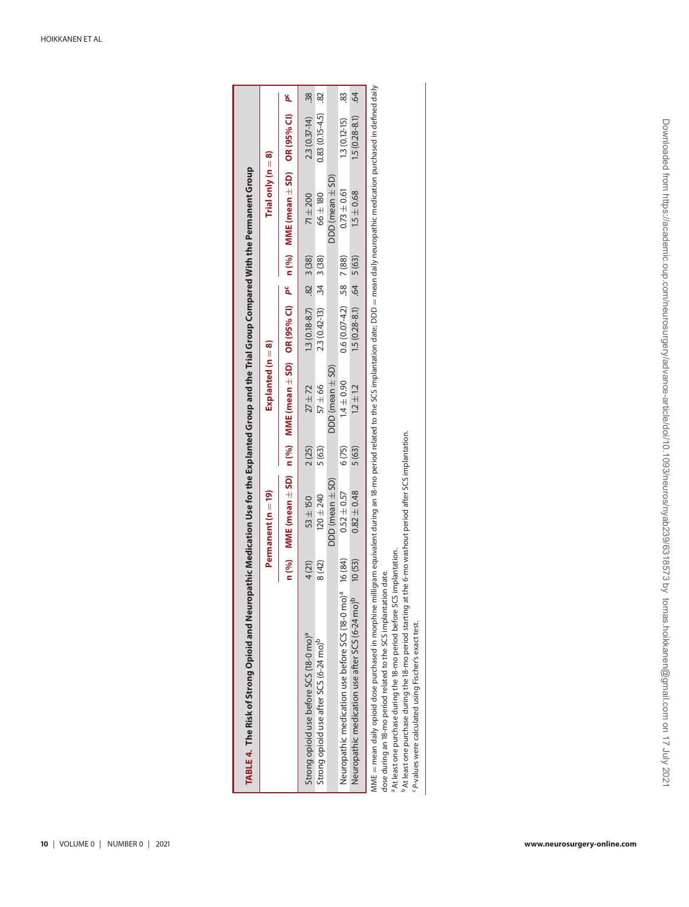**TABLE 4. The Risk of Strong Opioid and Neuropathic Medication Use for the Explanted Group and the Trial Group Compared With the Permanent Group**

| | Permanent (n = 19) | | Explanted (n = 8) | | | | Trial only (n = 8) | | | |
|---|---|---|---|---|---|---|---|---|---|---|
| | n (%) | MME (mean ± SD) | n (%) | MME (mean ± SD) | OR (95% CI) | P[c] | n (%) | MME (mean ± SD) | OR (95% CI) | P[c] |
| Strong opioid use before SCS (18-0 mo)[a] | 4 (21) | 53 ± 150 | 2 (25) | 27 ± 72 | 1.3 (0.18-8.7) | .82 | 3 (38) | 71 ± 200 | 2.3 (0.37-14) | .38 |
| Strong opioid use after SCS (6-24 mo)[b] | 8 (42) | 120 ± 240 | 5 (63) | 57 ± 66 | 2.3 (0.42-13) | .34 | 3 (38) | 66 ± 180 | 0.83 (0.15-4.5) | .82 |
| | | DDD (mean ± SD) | | DDD (mean ± SD) | | | | DDD (mean ± SD) | | |
| Neuropathic medication use before SCS (18-0 mo)[a] | 16 (84) | 0.52 ± 0.57 | 6 (75) | 1.4 ± 0.90 | 0.6 (0.07-4.2) | .58 | 7 (88) | 0.73 ± 0.61 | 1.3 (0.12-15) | .83 |
| Neuropathic medication use after SCS (6-24 mo)[b] | 10 (53) | 0.82 ± 0.48 | 5 (63) | 1.2 ± 1.2 | 1.5 (0.28-8.1) | .64 | 5 (63) | 1.5 ± 0.68 | 1.5 (0.28-8.1) | .64 |

MME = mean daily opioid dose purchased in morphine milligram equivalent during an 18-mo period related to the SCS implantation date; DDD = mean daily neuropathic medication purchased in defined daily dose during an 18-mo period related to the SCS implantation date.

[a] At least one purchase during the 18-mo period before SCS implantation.

[b] At least one purchase during the 18-mo period starting at the 6-mo washout period after SCS implantation.

[c] P-values were calculated using Fischer's exact test.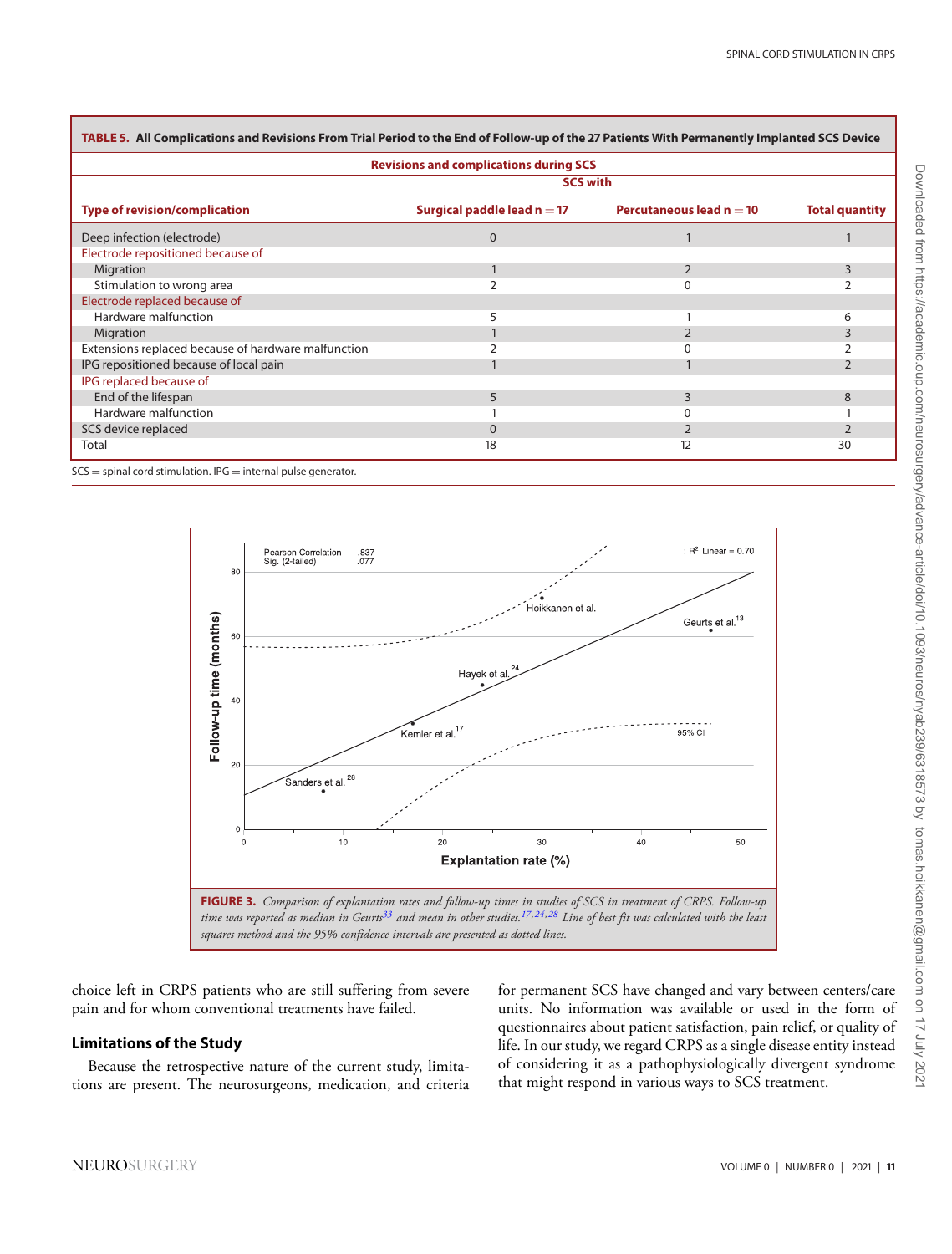**TABLE 5. All Complications and Revisions From Trial Period to the End of Follow-up of the 27 Patients With Permanently Implanted SCS Device**

| Revisions and complications during SCS | | | |
|---|---|---|---|
| | SCS with | | |
| Type of revision/complication | Surgical paddle lead n = 17 | Percutaneous lead n = 10 | Total quantity |
| Deep infection (electrode) | 0 | 1 | 1 |
| Electrode repositioned because of | | | |
| Migration | 1 | 2 | 3 |
| Stimulation to wrong area | 2 | 0 | 2 |
| Electrode replaced because of | | | |
| Hardware malfunction | 5 | 1 | 6 |
| Migration | 1 | 2 | 3 |
| Extensions replaced because of hardware malfunction | 2 | 0 | 2 |
| IPG repositioned because of local pain | 1 | 1 | 2 |
| IPG replaced because of | | | |
| End of the lifespan | 5 | 3 | 8 |
| Hardware malfunction | 1 | 0 | 1 |
| SCS device replaced | 0 | 2 | 2 |
| Total | 18 | 12 | 30 |

SCS = spinal cord stimulation. IPG = internal pulse generator.

**FIGURE 3.** *Comparison of explantation rates and follow-up times in studies of SCS in treatment of CRPS. Follow-up time was reported as median in Geurts[33] and mean in other studies.[17,24,28] Line of best fit was calculated with the least squares method and the 95% confidence intervals are presented as dotted lines.*

choice left in CRPS patients who are still suffering from severe pain and for whom conventional treatments have failed.

## Limitations of the Study

Because the retrospective nature of the current study, limitations are present. The neurosurgeons, medication, and criteria for permanent SCS have changed and vary between centers/care units. No information was available or used in the form of questionnaires about patient satisfaction, pain relief, or quality of life. In our study, we regard CRPS as a single disease entity instead of considering it as a pathophysiologically divergent syndrome that might respond in various ways to SCS treatment.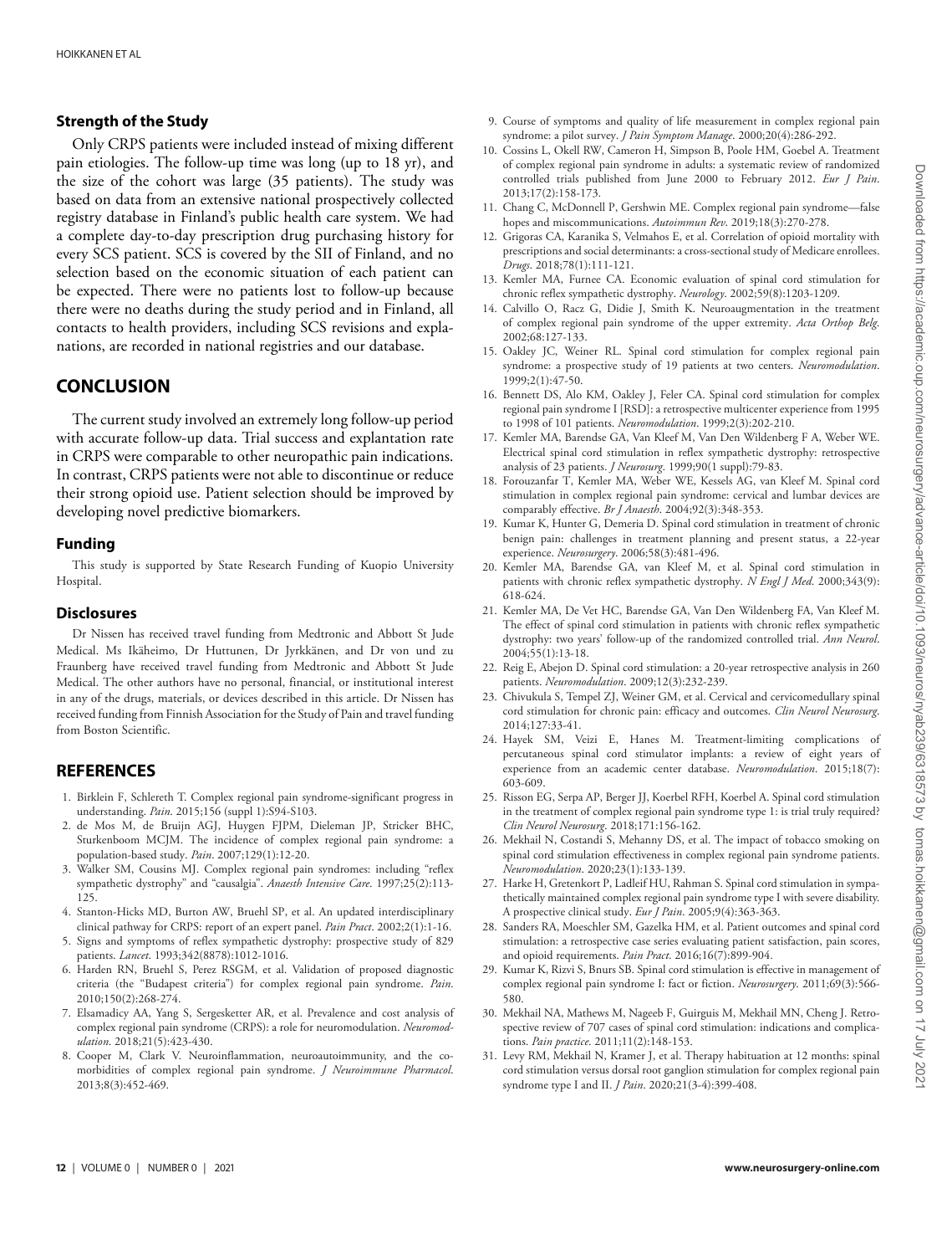### Strength of the Study

Only CRPS patients were included instead of mixing different pain etiologies. The follow-up time was long (up to 18 yr), and the size of the cohort was large (35 patients). The study was based on data from an extensive national prospectively collected registry database in Finland's public health care system. We had a complete day-to-day prescription drug purchasing history for every SCS patient. SCS is covered by the SII of Finland, and no selection based on the economic situation of each patient can be expected. There were no patients lost to follow-up because there were no deaths during the study period and in Finland, all contacts to health providers, including SCS revisions and explanations, are recorded in national registries and our database.

## CONCLUSION

The current study involved an extremely long follow-up period with accurate follow-up data. Trial success and explantation rate in CRPS were comparable to other neuropathic pain indications. In contrast, CRPS patients were not able to discontinue or reduce their strong opioid use. Patient selection should be improved by developing novel predictive biomarkers.

### Funding

This study is supported by State Research Funding of Kuopio University Hospital.

### Disclosures

Dr Nissen has received travel funding from Medtronic and Abbott St Jude Medical. Ms Ikäheimo, Dr Huttunen, Dr Jyrkkänen, and Dr von und zu Fraunberg have received travel funding from Medtronic and Abbott St Jude Medical. The other authors have no personal, financial, or institutional interest in any of the drugs, materials, or devices described in this article. Dr Nissen has received funding from Finnish Association for the Study of Pain and travel funding from Boston Scientific.

## REFERENCES

1. Birklein F, Schlereth T. Complex regional pain syndrome-significant progress in understanding. *Pain*. 2015;156 (suppl 1):S94-S103.
2. de Mos M, de Bruijn AGJ, Huygen FJPM, Dieleman JP, Stricker BHC, Sturkenboom MCJM. The incidence of complex regional pain syndrome: a population-based study. *Pain*. 2007;129(1):12-20.
3. Walker SM, Cousins MJ. Complex regional pain syndromes: including "reflex sympathetic dystrophy" and "causalgia". *Anaesth Intensive Care*. 1997;25(2):113-125.
4. Stanton-Hicks MD, Burton AW, Bruehl SP, et al. An updated interdisciplinary clinical pathway for CRPS: report of an expert panel. *Pain Pract*. 2002;2(1):1-16.
5. Signs and symptoms of reflex sympathetic dystrophy: prospective study of 829 patients. *Lancet*. 1993;342(8878):1012-1016.
6. Harden RN, Bruehl S, Perez RSGM, et al. Validation of proposed diagnostic criteria (the "Budapest criteria") for complex regional pain syndrome. *Pain*. 2010;150(2):268-274.
7. Elsamadicy AA, Yang S, Sergesketter AR, et al. Prevalence and cost analysis of complex regional pain syndrome (CRPS): a role for neuromodulation. *Neuromodulation*. 2018;21(5):423-430.
8. Cooper M, Clark V. Neuroinflammation, neuroautoimmunity, and the co-morbidities of complex regional pain syndrome. *J Neuroimmune Pharmacol*. 2013;8(3):452-469.
9. Course of symptoms and quality of life measurement in complex regional pain syndrome: a pilot survey. *J Pain Symptom Manage*. 2000;20(4):286-292.
10. Cossins L, Okell RW, Cameron H, Simpson B, Poole HM, Goebel A. Treatment of complex regional pain syndrome in adults: a systematic review of randomized controlled trials published from June 2000 to February 2012. *Eur J Pain*. 2013;17(2):158-173.
11. Chang C, McDonnell P, Gershwin ME. Complex regional pain syndrome—false hopes and miscommunications. *Autoimmun Rev*. 2019;18(3):270-278.
12. Grigoras CA, Karanika S, Velmahos E, et al. Correlation of opioid mortality with prescriptions and social determinants: a cross-sectional study of Medicare enrollees. *Drugs*. 2018;78(1):111-121.
13. Kemler MA, Furnee CA. Economic evaluation of spinal cord stimulation for chronic reflex sympathetic dystrophy. *Neurology*. 2002;59(8):1203-1209.
14. Calvillo O, Racz G, Didie J, Smith K. Neuroaugmentation in the treatment of complex regional pain syndrome of the upper extremity. *Acta Orthop Belg*. 2002;68:127-133.
15. Oakley JC, Weiner RL. Spinal cord stimulation for complex regional pain syndrome: a prospective study of 19 patients at two centers. *Neuromodulation*. 1999;2(1):47-50.
16. Bennett DS, Alo KM, Oakley J, Feler CA. Spinal cord stimulation for complex regional pain syndrome I [RSD]: a retrospective multicenter experience from 1995 to 1998 of 101 patients. *Neuromodulation*. 1999;2(3):202-210.
17. Kemler MA, Barendse GA, Van Kleef M, Van Den Wildenberg F A, Weber WE. Electrical spinal cord stimulation in reflex sympathetic dystrophy: retrospective analysis of 23 patients. *J Neurosurg*. 1999;90(1 suppl):79-83.
18. Forouzanfar T, Kemler MA, Weber WE, Kessels AG, van Kleef M. Spinal cord stimulation in complex regional pain syndrome: cervical and lumbar devices are comparably effective. *Br J Anaesth*. 2004;92(3):348-353.
19. Kumar K, Hunter G, Demeria D. Spinal cord stimulation in treatment of chronic benign pain: challenges in treatment planning and present status, a 22-year experience. *Neurosurgery*. 2006;58(3):481-496.
20. Kemler MA, Barendse GA, van Kleef M, et al. Spinal cord stimulation in patients with chronic reflex sympathetic dystrophy. *N Engl J Med*. 2000;343(9):618-624.
21. Kemler MA, De Vet HC, Barendse GA, Van Den Wildenberg FA, Van Kleef M. The effect of spinal cord stimulation in patients with chronic reflex sympathetic dystrophy: two years' follow-up of the randomized controlled trial. *Ann Neurol*. 2004;55(1):13-18.
22. Reig E, Abejon D. Spinal cord stimulation: a 20-year retrospective analysis in 260 patients. *Neuromodulation*. 2009;12(3):232-239.
23. Chivukula S, Tempel ZJ, Weiner GM, et al. Cervical and cervicomedullary spinal cord stimulation for chronic pain: efficacy and outcomes. *Clin Neurol Neurosurg*. 2014;127:33-41.
24. Hayek SM, Veizi E, Hanes M. Treatment-limiting complications of percutaneous spinal cord stimulator implants: a review of eight years of experience from an academic center database. *Neuromodulation*. 2015;18(7):603-609.
25. Risson EG, Serpa AP, Berger JJ, Koerbel RFH, Koerbel A. Spinal cord stimulation in the treatment of complex regional pain syndrome type 1: is trial truly required? *Clin Neurol Neurosurg*. 2018;171:156-162.
26. Mekhail N, Costandi S, Mehanny DS, et al. The impact of tobacco smoking on spinal cord stimulation effectiveness in complex regional pain syndrome patients. *Neuromodulation*. 2020;23(1):133-139.
27. Harke H, Gretenkort P, Ladleif HU, Rahman S. Spinal cord stimulation in sympathetically maintained complex regional pain syndrome type I with severe disability. A prospective clinical study. *Eur J Pain*. 2005;9(4):363-363.
28. Sanders RA, Moeschler SM, Gazelka HM, et al. Patient outcomes and spinal cord stimulation: a retrospective case series evaluating patient satisfaction, pain scores, and opioid requirements. *Pain Pract*. 2016;16(7):899-904.
29. Kumar K, Rizvi S, Bnurs SB. Spinal cord stimulation is effective in management of complex regional pain syndrome I: fact or fiction. *Neurosurgery*. 2011;69(3):566-580.
30. Mekhail NA, Mathews M, Nageeb F, Guirguis M, Mekhail MN, Cheng J. Retrospective review of 707 cases of spinal cord stimulation: indications and complications. *Pain practice*. 2011;11(2):148-153.
31. Levy RM, Mekhail N, Kramer J, et al. Therapy habituation at 12 months: spinal cord stimulation versus dorsal root ganglion stimulation for complex regional pain syndrome type I and II. *J Pain*. 2020;21(3-4):399-408.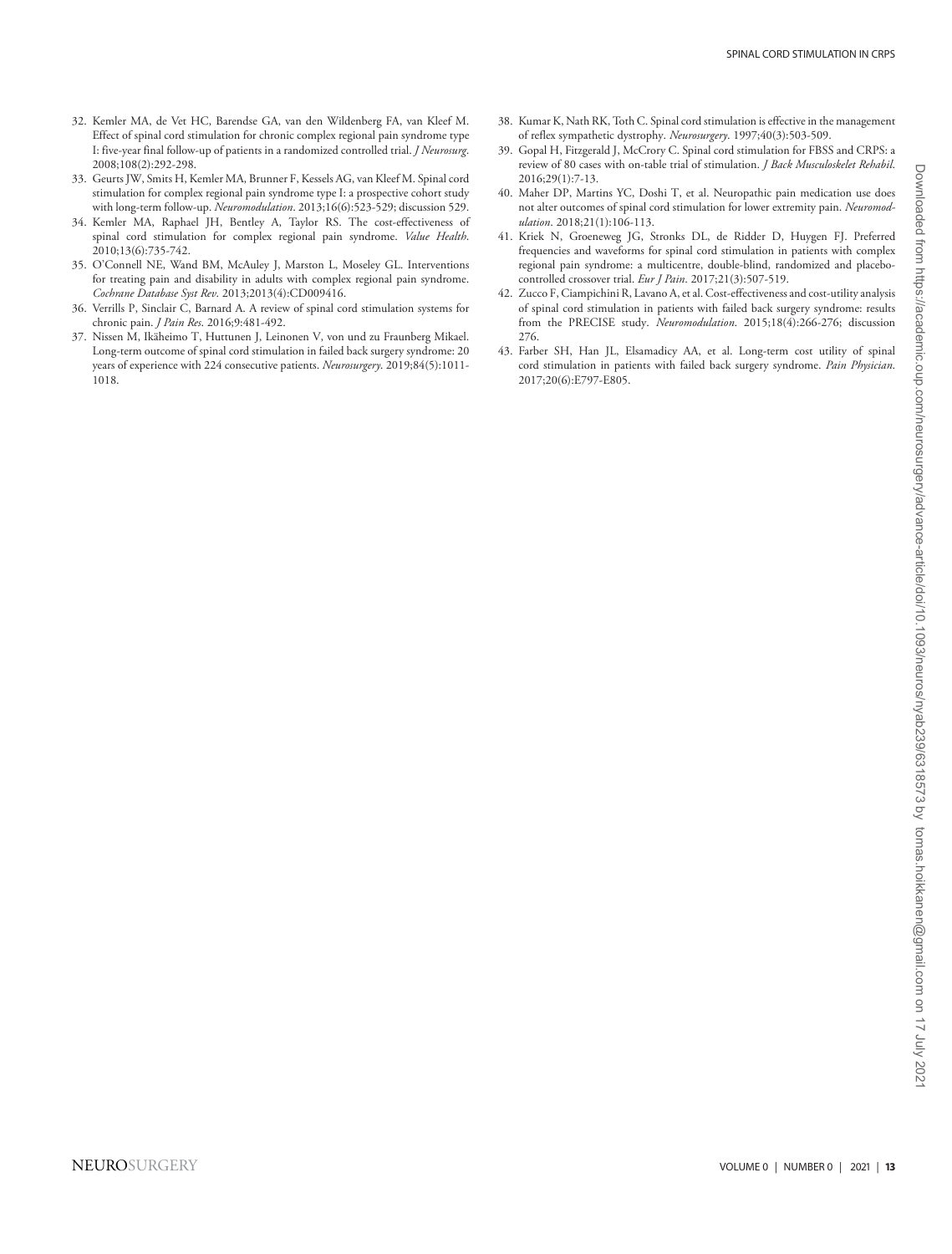32. Kemler MA, de Vet HC, Barendse GA, van den Wildenberg FA, van Kleef M. Effect of spinal cord stimulation for chronic complex regional pain syndrome type I: five-year final follow-up of patients in a randomized controlled trial. *J Neurosurg*. 2008;108(2):292-298.
33. Geurts JW, Smits H, Kemler MA, Brunner F, Kessels AG, van Kleef M. Spinal cord stimulation for complex regional pain syndrome type I: a prospective cohort study with long-term follow-up. *Neuromodulation*. 2013;16(6):523-529; discussion 529.
34. Kemler MA, Raphael JH, Bentley A, Taylor RS. The cost-effectiveness of spinal cord stimulation for complex regional pain syndrome. *Value Health*. 2010;13(6):735-742.
35. O'Connell NE, Wand BM, McAuley J, Marston L, Moseley GL. Interventions for treating pain and disability in adults with complex regional pain syndrome. *Cochrane Database Syst Rev*. 2013;2013(4):CD009416.
36. Verrills P, Sinclair C, Barnard A. A review of spinal cord stimulation systems for chronic pain. *J Pain Res*. 2016;9:481-492.
37. Nissen M, Ikäheimo T, Huttunen J, Leinonen V, von und zu Fraunberg Mikael. Long-term outcome of spinal cord stimulation in failed back surgery syndrome: 20 years of experience with 224 consecutive patients. *Neurosurgery*. 2019;84(5):1011-1018.
38. Kumar K, Nath RK, Toth C. Spinal cord stimulation is effective in the management of reflex sympathetic dystrophy. *Neurosurgery*. 1997;40(3):503-509.
39. Gopal H, Fitzgerald J, McCrory C. Spinal cord stimulation for FBSS and CRPS: a review of 80 cases with on-table trial of stimulation. *J Back Musculoskelet Rehabil*. 2016;29(1):7-13.
40. Maher DP, Martins YC, Doshi T, et al. Neuropathic pain medication use does not alter outcomes of spinal cord stimulation for lower extremity pain. *Neuromodulation*. 2018;21(1):106-113.
41. Kriek N, Groeneweg JG, Stronks DL, de Ridder D, Huygen FJ. Preferred frequencies and waveforms for spinal cord stimulation in patients with complex regional pain syndrome: a multicentre, double-blind, randomized and placebo-controlled crossover trial. *Eur J Pain*. 2017;21(3):507-519.
42. Zucco F, Ciampichini R, Lavano A, et al. Cost-effectiveness and cost-utility analysis of spinal cord stimulation in patients with failed back surgery syndrome: results from the PRECISE study. *Neuromodulation*. 2015;18(4):266-276; discussion 276.
43. Farber SH, Han JL, Elsamadicy AA, et al. Long-term cost utility of spinal cord stimulation in patients with failed back surgery syndrome. *Pain Physician*. 2017;20(6):E797-E805.